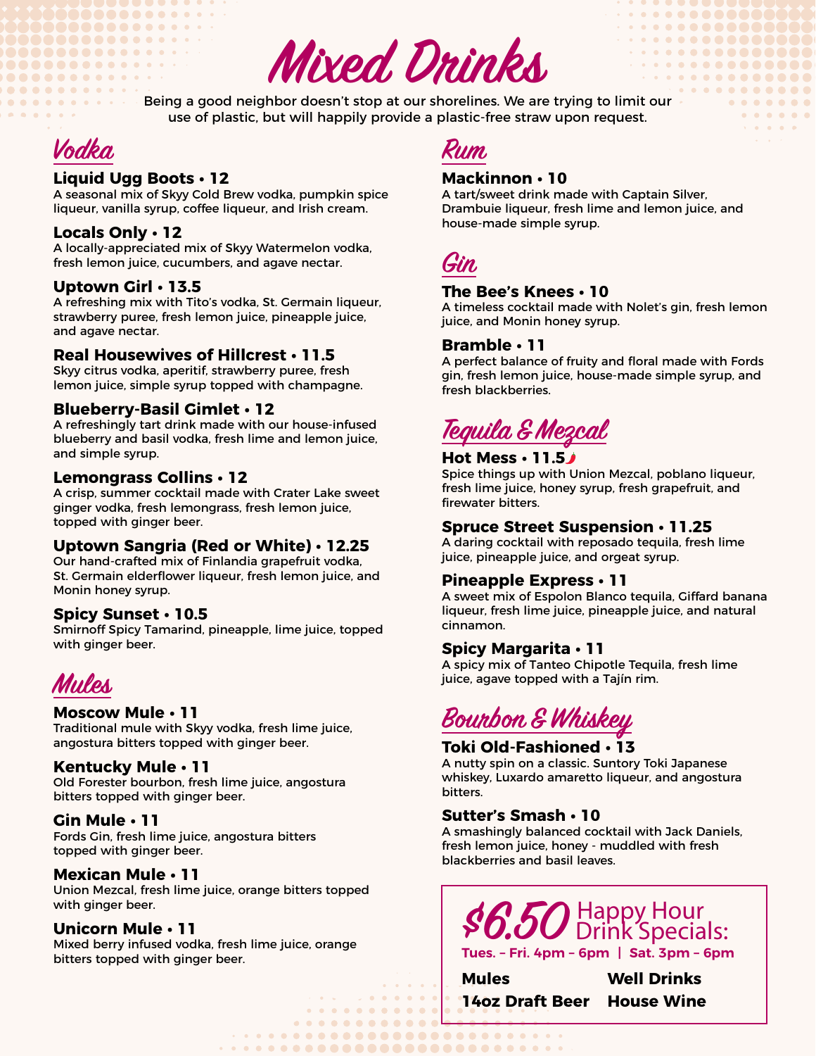# Mixed Drinks

Being a good neighbor doesn't stop at our shorelines. We are trying to limit our use of plastic, but will happily provide a plastic-free straw upon request.

## Vodka

**Liquid Ugg Boots • 12**
A seasonal mix of Skyy Cold Brew vodka, pumpkin spice liqueur, vanilla syrup, coffee liqueur, and Irish cream.

**Locals Only • 12**
A locally-appreciated mix of Skyy Watermelon vodka, fresh lemon juice, cucumbers, and agave nectar.

**Uptown Girl • 13.5**
A refreshing mix with Tito's vodka, St. Germain liqueur, strawberry puree, fresh lemon juice, pineapple juice, and agave nectar.

**Real Housewives of Hillcrest • 11.5**
Skyy citrus vodka, aperitif, strawberry puree, fresh lemon juice, simple syrup topped with champagne.

**Blueberry-Basil Gimlet • 12**
A refreshingly tart drink made with our house-infused blueberry and basil vodka, fresh lime and lemon juice, and simple syrup.

**Lemongrass Collins • 12**
A crisp, summer cocktail made with Crater Lake sweet ginger vodka, fresh lemongrass, fresh lemon juice, topped with ginger beer.

**Uptown Sangria (Red or White) • 12.25**
Our hand-crafted mix of Finlandia grapefruit vodka, St. Germain elderflower liqueur, fresh lemon juice, and Monin honey syrup.

**Spicy Sunset • 10.5**
Smirnoff Spicy Tamarind, pineapple, lime juice, topped with ginger beer.

## Mules

**Moscow Mule • 11**
Traditional mule with Skyy vodka, fresh lime juice, angostura bitters topped with ginger beer.

**Kentucky Mule • 11**
Old Forester bourbon, fresh lime juice, angostura bitters topped with ginger beer.

**Gin Mule • 11**
Fords Gin, fresh lime juice, angostura bitters topped with ginger beer.

**Mexican Mule • 11**
Union Mezcal, fresh lime juice, orange bitters topped with ginger beer.

**Unicorn Mule • 11**
Mixed berry infused vodka, fresh lime juice, orange bitters topped with ginger beer.

## Rum

**Mackinnon • 10**
A tart/sweet drink made with Captain Silver, Drambuie liqueur, fresh lime and lemon juice, and house-made simple syrup.

## Gin

**The Bee's Knees • 10**
A timeless cocktail made with Nolet's gin, fresh lemon juice, and Monin honey syrup.

**Bramble • 11**
A perfect balance of fruity and floral made with Fords gin, fresh lemon juice, house-made simple syrup, and fresh blackberries.

## Tequila & Mezcal

**Hot Mess • 11.5** 🌶
Spice things up with Union Mezcal, poblano liqueur, fresh lime juice, honey syrup, fresh grapefruit, and firewater bitters.

**Spruce Street Suspension • 11.25**
A daring cocktail with reposado tequila, fresh lime juice, pineapple juice, and orgeat syrup.

**Pineapple Express • 11**
A sweet mix of Espolon Blanco tequila, Giffard banana liqueur, fresh lime juice, pineapple juice, and natural cinnamon.

**Spicy Margarita • 11**
A spicy mix of Tanteo Chipotle Tequila, fresh lime juice, agave topped with a Tajín rim.

## Bourbon & Whiskey

**Toki Old-Fashioned • 13**
A nutty spin on a classic. Suntory Toki Japanese whiskey, Luxardo amaretto liqueur, and angostura bitters.

**Sutter's Smash • 10**
A smashingly balanced cocktail with Jack Daniels, fresh lemon juice, honey - muddled with fresh blackberries and basil leaves.

## $6.50 Happy Hour Drink Specials:

**Tues. – Fri. 4pm – 6pm | Sat. 3pm – 6pm**

**Mules** | **Well Drinks**
**14oz Draft Beer** | **House Wine**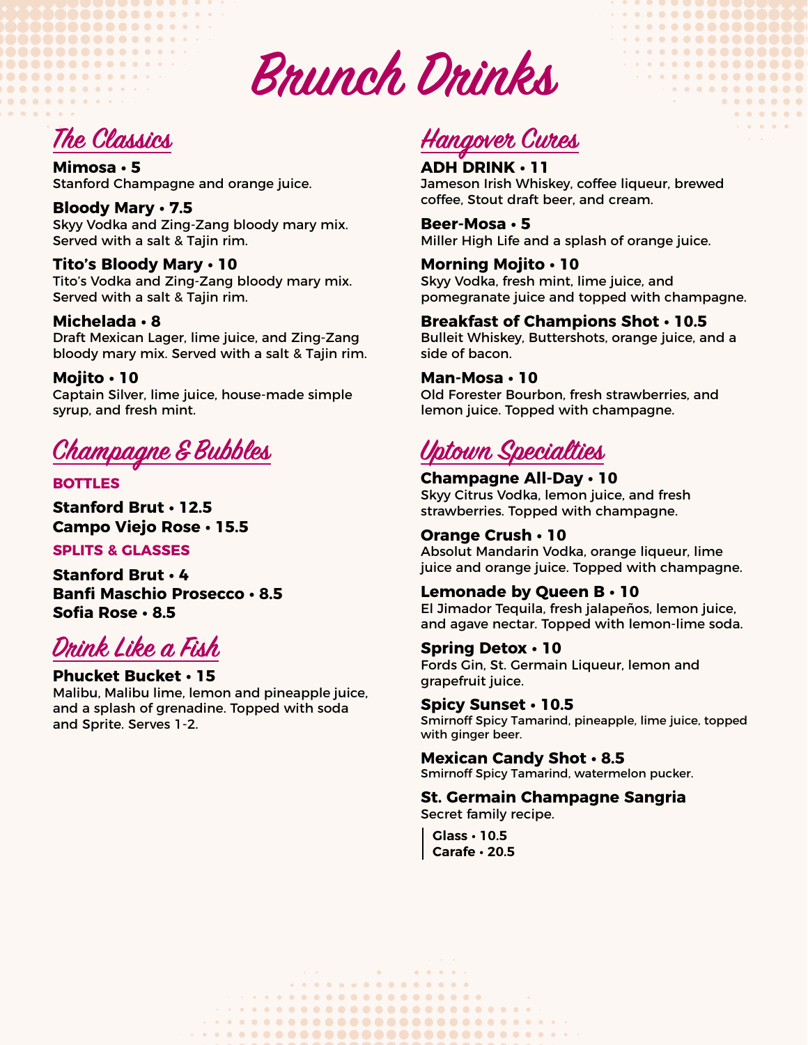# Brunch Drinks

## The Classics

**Mimosa • 5**
Stanford Champagne and orange juice.

**Bloody Mary • 7.5**
Skyy Vodka and Zing-Zang bloody mary mix. Served with a salt & Tajin rim.

**Tito's Bloody Mary • 10**
Tito's Vodka and Zing-Zang bloody mary mix. Served with a salt & Tajin rim.

**Michelada • 8**
Draft Mexican Lager, lime juice, and Zing-Zang bloody mary mix. Served with a salt & Tajin rim.

**Mojito • 10**
Captain Silver, lime juice, house-made simple syrup, and fresh mint.

## Champagne & Bubbles

### BOTTLES

**Stanford Brut • 12.5**
**Campo Viejo Rose • 15.5**

### SPLITS & GLASSES

**Stanford Brut • 4**
**Banfi Maschio Prosecco • 8.5**
**Sofia Rose • 8.5**

## Drink Like a Fish

**Phucket Bucket • 15**
Malibu, Malibu lime, lemon and pineapple juice, and a splash of grenadine. Topped with soda and Sprite. Serves 1-2.

## Hangover Cures

**ADH DRINK • 11**
Jameson Irish Whiskey, coffee liqueur, brewed coffee, Stout draft beer, and cream.

**Beer-Mosa • 5**
Miller High Life and a splash of orange juice.

**Morning Mojito • 10**
Skyy Vodka, fresh mint, lime juice, and pomegranate juice and topped with champagne.

**Breakfast of Champions Shot • 10.5**
Bulleit Whiskey, Buttershots, orange juice, and a side of bacon.

**Man-Mosa • 10**
Old Forester Bourbon, fresh strawberries, and lemon juice. Topped with champagne.

## Uptown Specialties

**Champagne All-Day • 10**
Skyy Citrus Vodka, lemon juice, and fresh strawberries. Topped with champagne.

**Orange Crush • 10**
Absolut Mandarin Vodka, orange liqueur, lime juice and orange juice. Topped with champagne.

**Lemonade by Queen B • 10**
El Jimador Tequila, fresh jalapeños, lemon juice, and agave nectar. Topped with lemon-lime soda.

**Spring Detox • 10**
Fords Gin, St. Germain Liqueur, lemon and grapefruit juice.

**Spicy Sunset • 10.5**
Smirnoff Spicy Tamarind, pineapple, lime juice, topped with ginger beer.

**Mexican Candy Shot • 8.5**
Smirnoff Spicy Tamarind, watermelon pucker.

**St. Germain Champagne Sangria**
Secret family recipe.

**Glass • 10.5**
**Carafe • 20.5**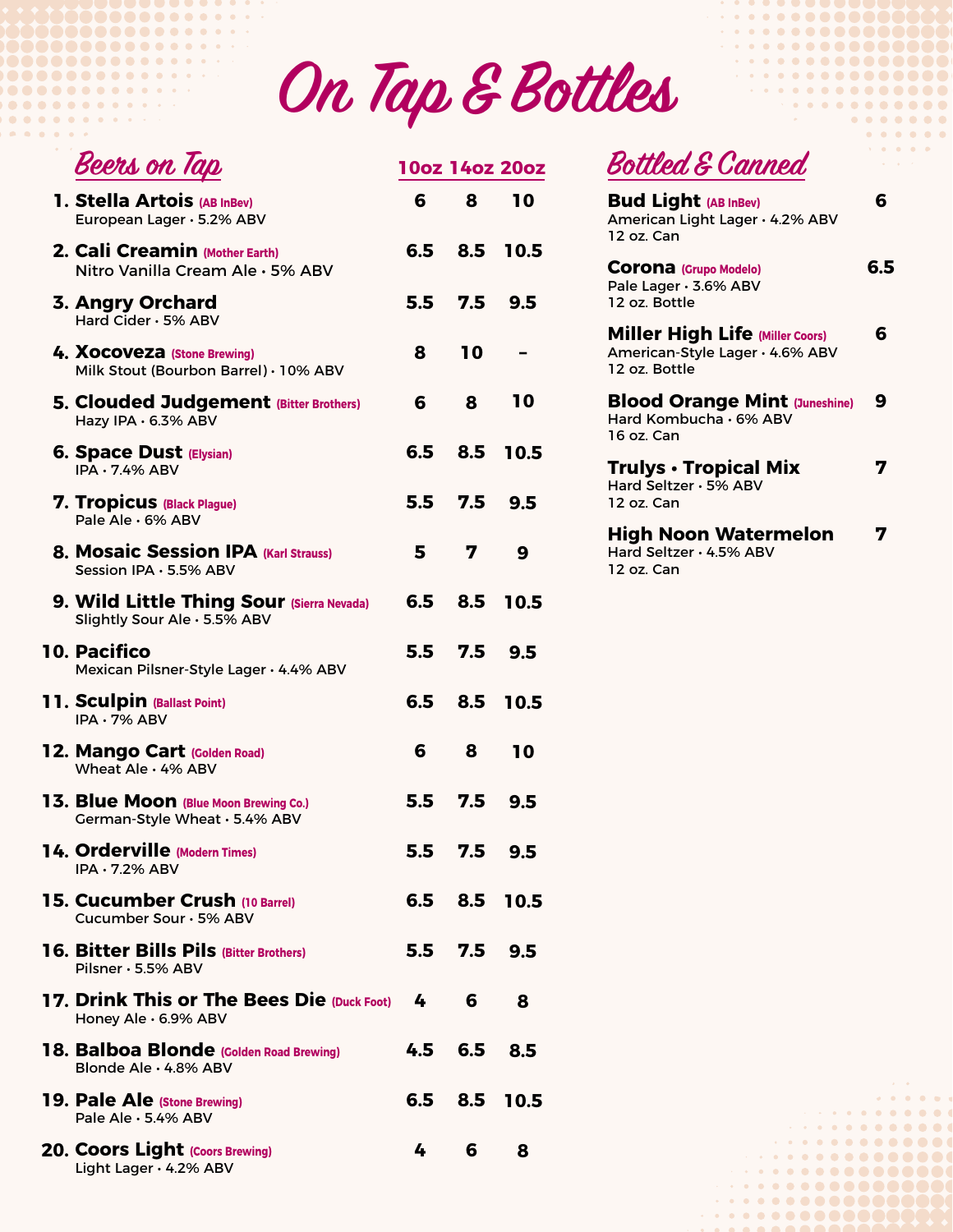# On Tap & Bottles

## Beers on Tap

| # | Beer | 10oz | 14oz | 20oz |
|---|---|---|---|---|
| 1. | **Stella Artois** (AB InBev)<br>European Lager • 5.2% ABV | 6 | 8 | 10 |
| 2. | **Cali Creamin** (Mother Earth)<br>Nitro Vanilla Cream Ale • 5% ABV | 6.5 | 8.5 | 10.5 |
| 3. | **Angry Orchard**<br>Hard Cider • 5% ABV | 5.5 | 7.5 | 9.5 |
| 4. | **Xocoveza** (Stone Brewing)<br>Milk Stout (Bourbon Barrel) • 10% ABV | 8 | 10 | – |
| 5. | **Clouded Judgement** (Bitter Brothers)<br>Hazy IPA • 6.3% ABV | 6 | 8 | 10 |
| 6. | **Space Dust** (Elysian)<br>IPA • 7.4% ABV | 6.5 | 8.5 | 10.5 |
| 7. | **Tropicus** (Black Plague)<br>Pale Ale • 6% ABV | 5.5 | 7.5 | 9.5 |
| 8. | **Mosaic Session IPA** (Karl Strauss)<br>Session IPA • 5.5% ABV | 5 | 7 | 9 |
| 9. | **Wild Little Thing Sour** (Sierra Nevada)<br>Slightly Sour Ale • 5.5% ABV | 6.5 | 8.5 | 10.5 |
| 10. | **Pacifico**<br>Mexican Pilsner-Style Lager • 4.4% ABV | 5.5 | 7.5 | 9.5 |
| 11. | **Sculpin** (Ballast Point)<br>IPA • 7% ABV | 6.5 | 8.5 | 10.5 |
| 12. | **Mango Cart** (Golden Road)<br>Wheat Ale • 4% ABV | 6 | 8 | 10 |
| 13. | **Blue Moon** (Blue Moon Brewing Co.)<br>German-Style Wheat • 5.4% ABV | 5.5 | 7.5 | 9.5 |
| 14. | **Orderville** (Modern Times)<br>IPA • 7.2% ABV | 5.5 | 7.5 | 9.5 |
| 15. | **Cucumber Crush** (10 Barrel)<br>Cucumber Sour • 5% ABV | 6.5 | 8.5 | 10.5 |
| 16. | **Bitter Bills Pils** (Bitter Brothers)<br>Pilsner • 5.5% ABV | 5.5 | 7.5 | 9.5 |
| 17. | **Drink This or The Bees Die** (Duck Foot)<br>Honey Ale • 6.9% ABV | 4 | 6 | 8 |
| 18. | **Balboa Blonde** (Golden Road Brewing)<br>Blonde Ale • 4.8% ABV | 4.5 | 6.5 | 8.5 |
| 19. | **Pale Ale** (Stone Brewing)<br>Pale Ale • 5.4% ABV | 6.5 | 8.5 | 10.5 |
| 20. | **Coors Light** (Coors Brewing)<br>Light Lager • 4.2% ABV | 4 | 6 | 8 |

## Bottled & Canned

| Beverage | Price |
|---|---|
| **Bud Light** (AB InBev)<br>American Light Lager • 4.2% ABV<br>12 oz. Can | 6 |
| **Corona** (Grupo Modelo)<br>Pale Lager • 3.6% ABV<br>12 oz. Bottle | 6.5 |
| **Miller High Life** (Miller Coors)<br>American-Style Lager • 4.6% ABV<br>12 oz. Bottle | 6 |
| **Blood Orange Mint** (Juneshine)<br>Hard Kombucha • 6% ABV<br>16 oz. Can | 9 |
| **Trulys • Tropical Mix**<br>Hard Seltzer • 5% ABV<br>12 oz. Can | 7 |
| **High Noon Watermelon**<br>Hard Seltzer • 4.5% ABV<br>12 oz. Can | 7 |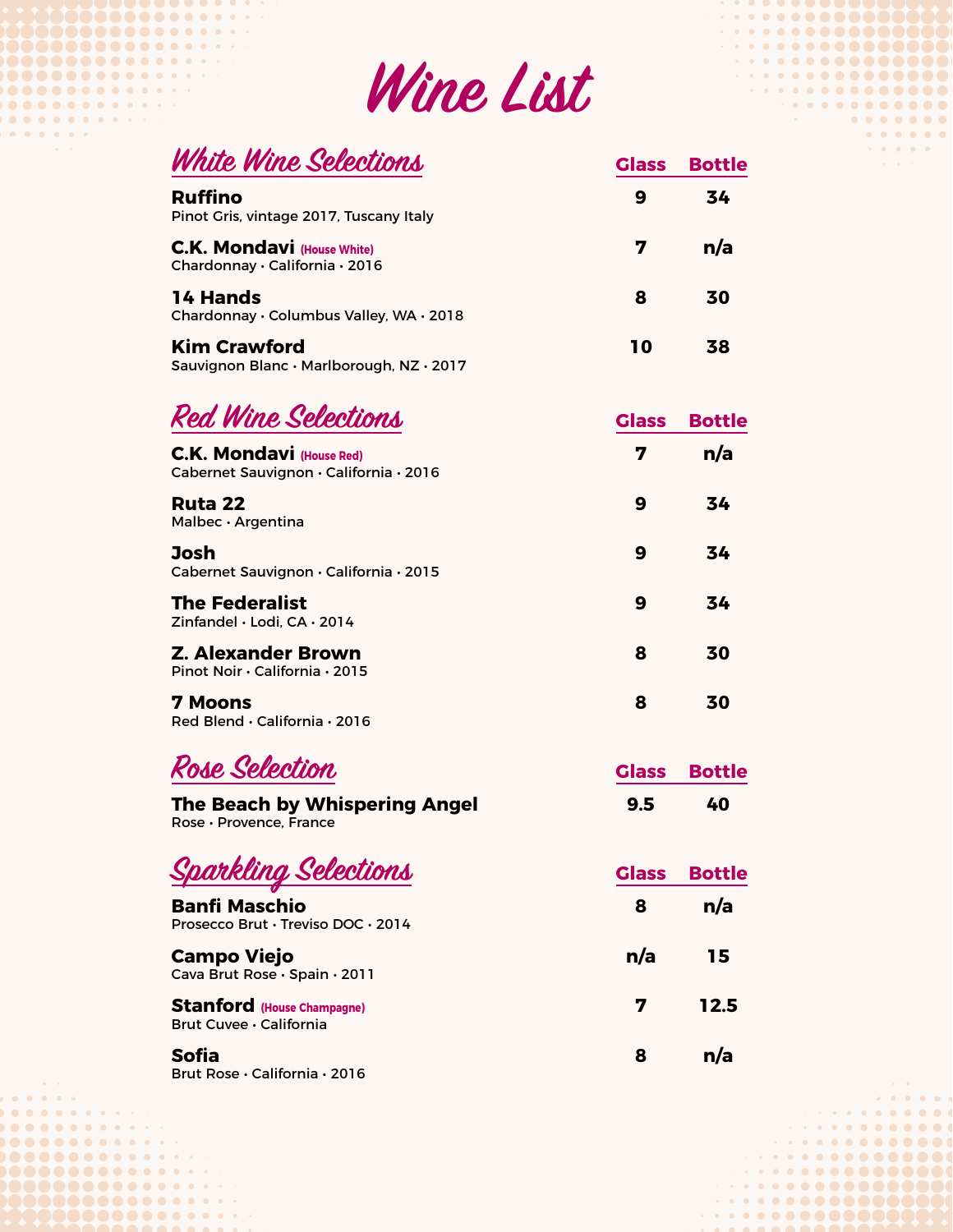# Wine List

## White Wine Selections

| | Glass | Bottle |
|---|---|---|
| **Ruffino**<br>Pinot Gris, vintage 2017, Tuscany Italy | 9 | 34 |
| **C.K. Mondavi** (House White)<br>Chardonnay • California • 2016 | 7 | n/a |
| **14 Hands**<br>Chardonnay • Columbus Valley, WA • 2018 | 8 | 30 |
| **Kim Crawford**<br>Sauvignon Blanc • Marlborough, NZ • 2017 | 10 | 38 |

## Red Wine Selections

| | Glass | Bottle |
|---|---|---|
| **C.K. Mondavi** (House Red)<br>Cabernet Sauvignon • California • 2016 | 7 | n/a |
| **Ruta 22**<br>Malbec • Argentina | 9 | 34 |
| **Josh**<br>Cabernet Sauvignon • California • 2015 | 9 | 34 |
| **The Federalist**<br>Zinfandel • Lodi, CA • 2014 | 9 | 34 |
| **Z. Alexander Brown**<br>Pinot Noir • California • 2015 | 8 | 30 |
| **7 Moons**<br>Red Blend • California • 2016 | 8 | 30 |

## Rose Selection

| | Glass | Bottle |
|---|---|---|
| **The Beach by Whispering Angel**<br>Rose • Provence, France | 9.5 | 40 |

## Sparkling Selections

| | Glass | Bottle |
|---|---|---|
| **Banfi Maschio**<br>Prosecco Brut • Treviso DOC • 2014 | 8 | n/a |
| **Campo Viejo**<br>Cava Brut Rose • Spain • 2011 | n/a | 15 |
| **Stanford** (House Champagne)<br>Brut Cuvee • California | 7 | 12.5 |
| **Sofia**<br>Brut Rose • California • 2016 | 8 | n/a |